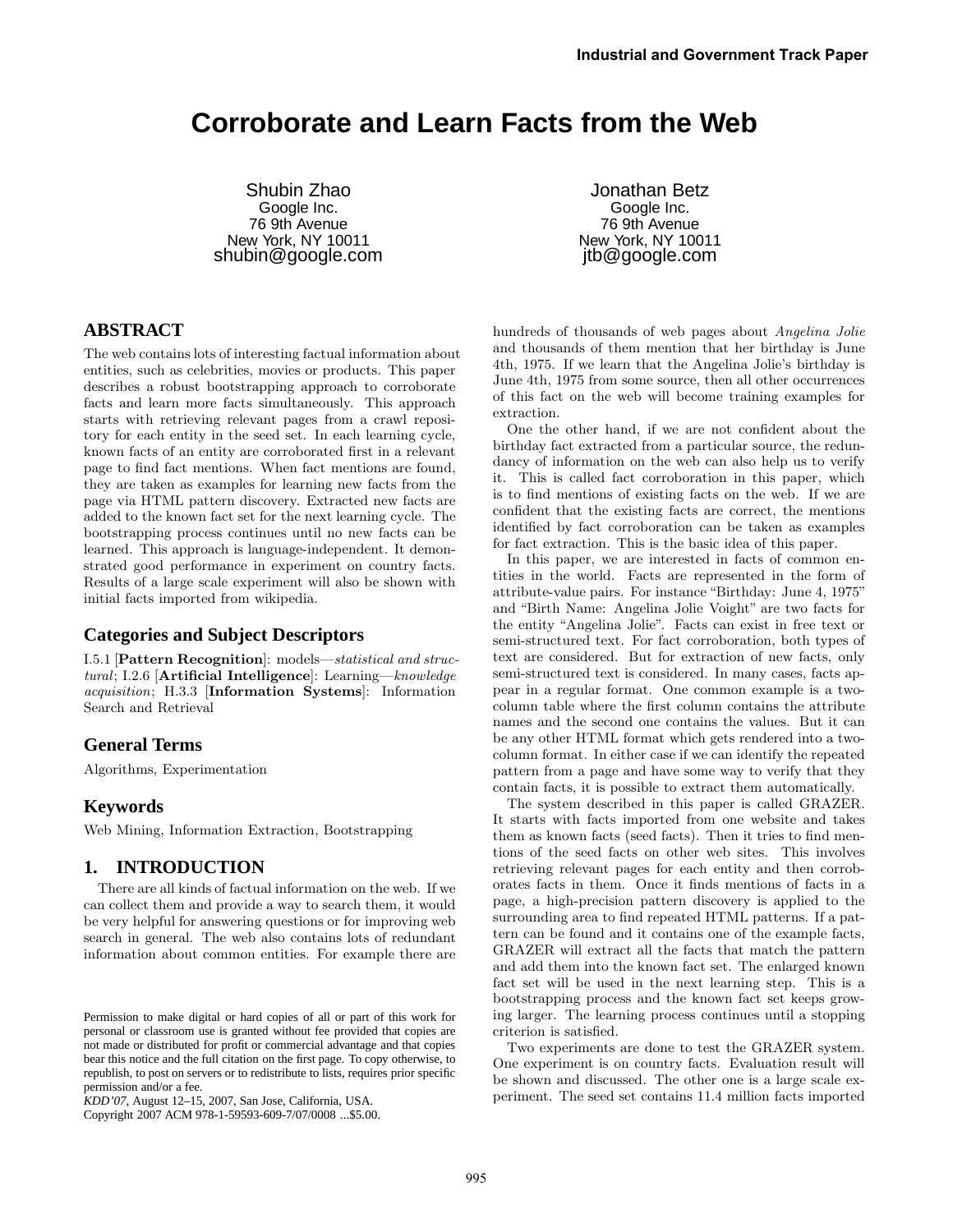# Corroborate and Learn Facts from the Web

Shubin Zhao
Google Inc.
76 9th Avenue
New York, NY 10011
shubin@google.com

Jonathan Betz
Google Inc.
76 9th Avenue
New York, NY 10011
jtb@google.com

## ABSTRACT

The web contains lots of interesting factual information about entities, such as celebrities, movies or products. This paper describes a robust bootstrapping approach to corroborate facts and learn more facts simultaneously. This approach starts with retrieving relevant pages from a crawl repository for each entity in the seed set. In each learning cycle, known facts of an entity are corroborated first in a relevant page to find fact mentions. When fact mentions are found, they are taken as examples for learning new facts from the page via HTML pattern discovery. Extracted new facts are added to the known fact set for the next learning cycle. The bootstrapping process continues until no new facts can be learned. This approach is language-independent. It demonstrated good performance in experiment on country facts. Results of a large scale experiment will also be shown with initial facts imported from wikipedia.

### Categories and Subject Descriptors

I.5.1 [**Pattern Recognition**]: models—*statistical and structural*; I.2.6 [**Artificial Intelligence**]: Learning—*knowledge acquisition*; H.3.3 [**Information Systems**]: Information Search and Retrieval

### General Terms

Algorithms, Experimentation

### Keywords

Web Mining, Information Extraction, Bootstrapping

## 1. INTRODUCTION

There are all kinds of factual information on the web. If we can collect them and provide a way to search them, it would be very helpful for answering questions or for improving web search in general. The web also contains lots of redundant information about common entities. For example there are hundreds of thousands of web pages about *Angelina Jolie* and thousands of them mention that her birthday is June 4th, 1975. If we learn that the Angelina Jolie's birthday is June 4th, 1975 from some source, then all other occurrences of this fact on the web will become training examples for extraction.

One the other hand, if we are not confident about the birthday fact extracted from a particular source, the redundancy of information on the web can also help us to verify it. This is called fact corroboration in this paper, which is to find mentions of existing facts on the web. If we are confident that the existing facts are correct, the mentions identified by fact corroboration can be taken as examples for fact extraction. This is the basic idea of this paper.

In this paper, we are interested in facts of common entities in the world. Facts are represented in the form of attribute-value pairs. For instance "Birthday: June 4, 1975" and "Birth Name: Angelina Jolie Voight" are two facts for the entity "Angelina Jolie". Facts can exist in free text or semi-structured text. For fact corroboration, both types of text are considered. But for extraction of new facts, only semi-structured text is considered. In many cases, facts appear in a regular format. One common example is a two-column table where the first column contains the attribute names and the second one contains the values. But it can be any other HTML format which gets rendered into a two-column format. In either case if we can identify the repeated pattern from a page and have some way to verify that they contain facts, it is possible to extract them automatically.

The system described in this paper is called GRAZER. It starts with facts imported from one website and takes them as known facts (seed facts). Then it tries to find mentions of the seed facts on other web sites. This involves retrieving relevant pages for each entity and then corroborates facts in them. Once it finds mentions of facts in a page, a high-precision pattern discovery is applied to the surrounding area to find repeated HTML patterns. If a pattern can be found and it contains one of the example facts, GRAZER will extract all the facts that match the pattern and add them into the known fact set. The enlarged known fact set will be used in the next learning step. This is a bootstrapping process and the known fact set keeps growing larger. The learning process continues until a stopping criterion is satisfied.

Two experiments are done to test the GRAZER system. One experiment is on country facts. Evaluation result will be shown and discussed. The other one is a large scale experiment. The seed set contains 11.4 million facts imported

Permission to make digital or hard copies of all or part of this work for personal or classroom use is granted without fee provided that copies are not made or distributed for profit or commercial advantage and that copies bear this notice and the full citation on the first page. To copy otherwise, to republish, to post on servers or to redistribute to lists, requires prior specific permission and/or a fee.
*KDD'07*, August 12–15, 2007, San Jose, California, USA.
Copyright 2007 ACM 978-1-59593-609-7/07/0008 ...$5.00.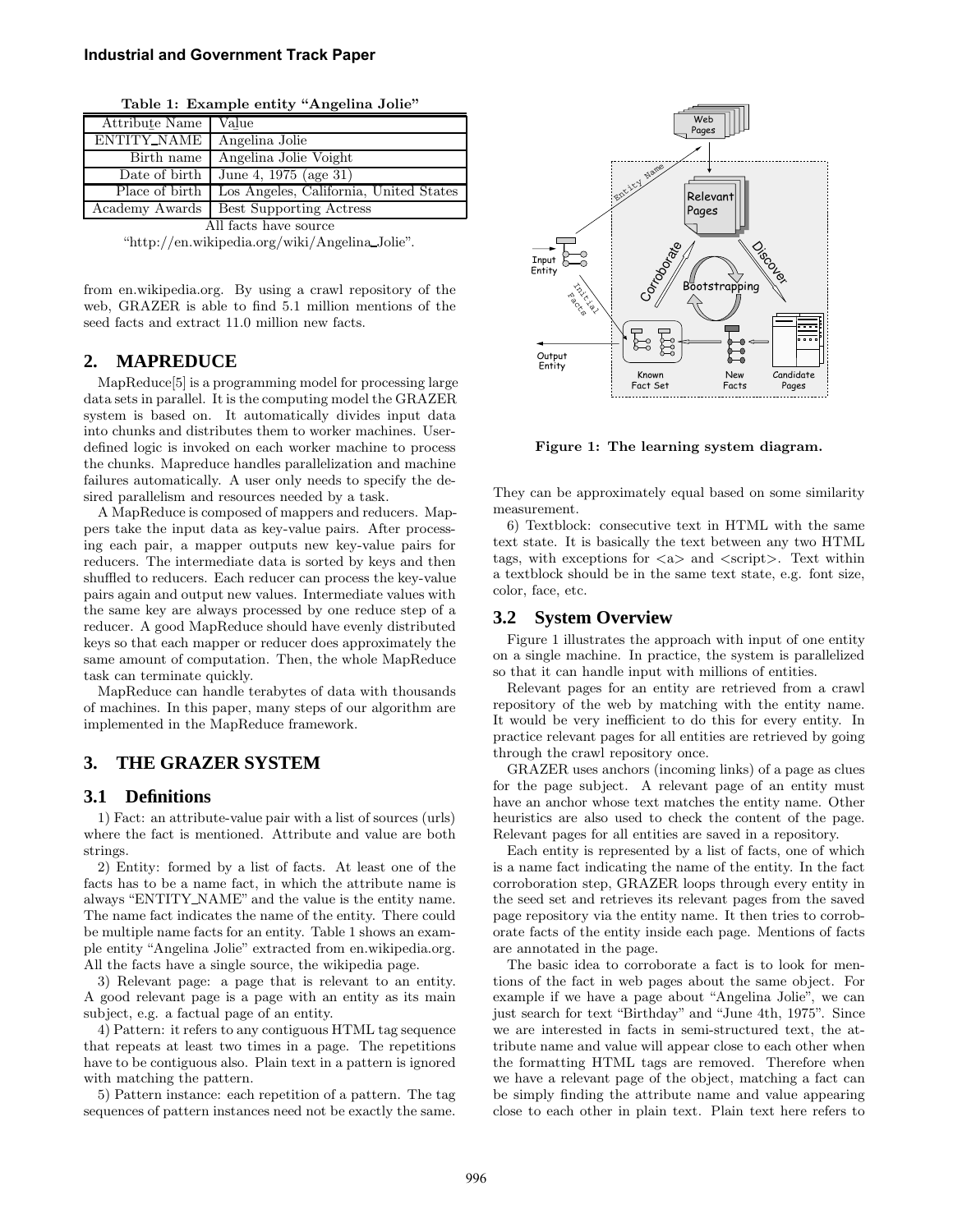**Table 1: Example entity "Angelina Jolie"**

| Attribute Name | Value |
|---|---|
| ENTITY_NAME | Angelina Jolie |
| Birth name | Angelina Jolie Voight |
| Date of birth | June 4, 1975 (age 31) |
| Place of birth | Los Angeles, California, United States |
| Academy Awards | Best Supporting Actress |

All facts have source "http://en.wikipedia.org/wiki/Angelina_Jolie".

from en.wikipedia.org. By using a crawl repository of the web, GRAZER is able to find 5.1 million mentions of the seed facts and extract 11.0 million new facts.

## 2. MAPREDUCE

MapReduce[5] is a programming model for processing large data sets in parallel. It is the computing model the GRAZER system is based on. It automatically divides input data into chunks and distributes them to worker machines. User-defined logic is invoked on each worker machine to process the chunks. Mapreduce handles parallelization and machine failures automatically. A user only needs to specify the desired parallelism and resources needed by a task.

A MapReduce is composed of mappers and reducers. Mappers take the input data as key-value pairs. After processing each pair, a mapper outputs new key-value pairs for reducers. The intermediate data is sorted by keys and then shuffled to reducers. Each reducer can process the key-value pairs again and output new values. Intermediate values with the same key are always processed by one reduce step of a reducer. A good MapReduce should have evenly distributed keys so that each mapper or reducer does approximately the same amount of computation. Then, the whole MapReduce task can terminate quickly.

MapReduce can handle terabytes of data with thousands of machines. In this paper, many steps of our algorithm are implemented in the MapReduce framework.

## 3. THE GRAZER SYSTEM

### 3.1 Definitions

1) Fact: an attribute-value pair with a list of sources (urls) where the fact is mentioned. Attribute and value are both strings.

2) Entity: formed by a list of facts. At least one of the facts has to be a name fact, in which the attribute name is always "ENTITY_NAME" and the value is the entity name. The name fact indicates the name of the entity. There could be multiple name facts for an entity. Table 1 shows an example entity "Angelina Jolie" extracted from en.wikipedia.org. All the facts have a single source, the wikipedia page.

3) Relevant page: a page that is relevant to an entity. A good relevant page is a page with an entity as its main subject, e.g. a factual page of an entity.

4) Pattern: it refers to any contiguous HTML tag sequence that repeats at least two times in a page. The repetitions have to be contiguous also. Plain text in a pattern is ignored with matching the pattern.

5) Pattern instance: each repetition of a pattern. The tag sequences of pattern instances need not be exactly the same. They can be approximately equal based on some similarity measurement.

6) Textblock: consecutive text in HTML with the same text state. It is basically the text between any two HTML tags, with exceptions for <a> and <script>. Text within a textblock should be in the same text state, e.g. font size, color, face, etc.

**Figure 1: The learning system diagram.**

### 3.2 System Overview

Figure 1 illustrates the approach with input of one entity on a single machine. In practice, the system is parallelized so that it can handle input with millions of entities.

Relevant pages for an entity are retrieved from a crawl repository of the web by matching with the entity name. It would be very inefficient to do this for every entity. In practice relevant pages for all entities are retrieved by going through the crawl repository once.

GRAZER uses anchors (incoming links) of a page as clues for the page subject. A relevant page of an entity must have an anchor whose text matches the entity name. Other heuristics are also used to check the content of the page. Relevant pages for all entities are saved in a repository.

Each entity is represented by a list of facts, one of which is a name fact indicating the name of the entity. In the fact corroboration step, GRAZER loops through every entity in the seed set and retrieves its relevant pages from the saved page repository via the entity name. It then tries to corroborate facts of the entity inside each page. Mentions of facts are annotated in the page.

The basic idea to corroborate a fact is to look for mentions of the fact in web pages about the same object. For example if we have a page about "Angelina Jolie", we can just search for text "Birthday" and "June 4th, 1975". Since we are interested in facts in semi-structured text, the attribute name and value will appear close to each other when the formatting HTML tags are removed. Therefore when we have a relevant page of the object, matching a fact can be simply finding the attribute name and value appearing close to each other in plain text. Plain text here refers to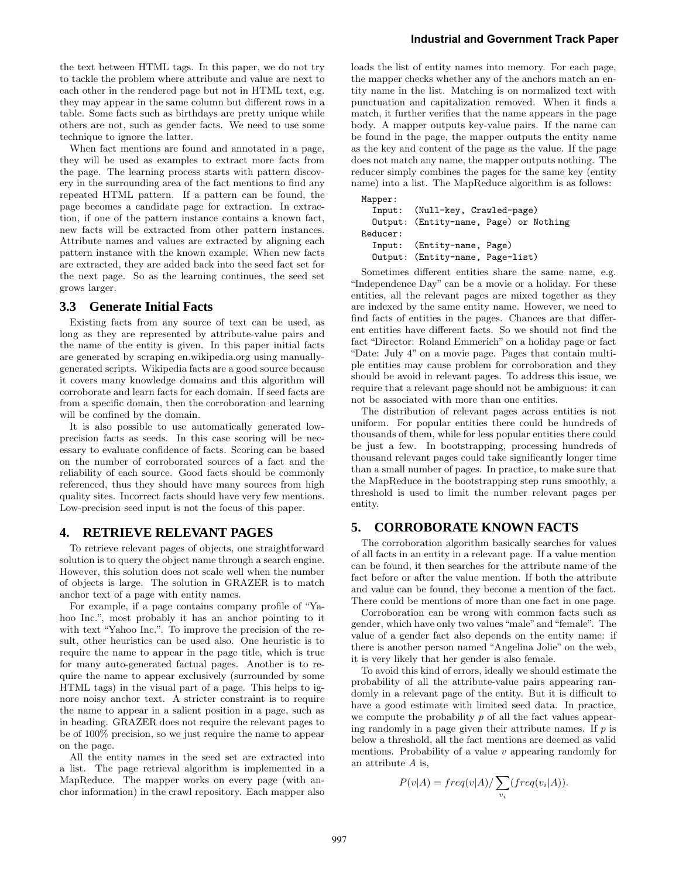the text between HTML tags. In this paper, we do not try to tackle the problem where attribute and value are next to each other in the rendered page but not in HTML text, e.g. they may appear in the same column but different rows in a table. Some facts such as birthdays are pretty unique while others are not, such as gender facts. We need to use some technique to ignore the latter.

When fact mentions are found and annotated in a page, they will be used as examples to extract more facts from the page. The learning process starts with pattern discovery in the surrounding area of the fact mentions to find any repeated HTML pattern. If a pattern can be found, the page becomes a candidate page for extraction. In extraction, if one of the pattern instance contains a known fact, new facts will be extracted from other pattern instances. Attribute names and values are extracted by aligning each pattern instance with the known example. When new facts are extracted, they are added back into the seed fact set for the next page. So as the learning continues, the seed set grows larger.

### 3.3 Generate Initial Facts

Existing facts from any source of text can be used, as long as they are represented by attribute-value pairs and the name of the entity is given. In this paper initial facts are generated by scraping en.wikipedia.org using manually-generated scripts. Wikipedia facts are a good source because it covers many knowledge domains and this algorithm will corroborate and learn facts for each domain. If seed facts are from a specific domain, then the corroboration and learning will be confined by the domain.

It is also possible to use automatically generated low-precision facts as seeds. In this case scoring will be necessary to evaluate confidence of facts. Scoring can be based on the number of corroborated sources of a fact and the reliability of each source. Good facts should be commonly referenced, thus they should have many sources from high quality sites. Incorrect facts should have very few mentions. Low-precision seed input is not the focus of this paper.

## 4. RETRIEVE RELEVANT PAGES

To retrieve relevant pages of objects, one straightforward solution is to query the object name through a search engine. However, this solution does not scale well when the number of objects is large. The solution in GRAZER is to match anchor text of a page with entity names.

For example, if a page contains company profile of "Yahoo Inc.", most probably it has an anchor pointing to it with text "Yahoo Inc.". To improve the precision of the result, other heuristics can be used also. One heuristic is to require the name to appear in the page title, which is true for many auto-generated factual pages. Another is to require the name to appear exclusively (surrounded by some HTML tags) in the visual part of a page. This helps to ignore noisy anchor text. A stricter constraint is to require the name to appear in a salient position in a page, such as in heading. GRAZER does not require the relevant pages to be of 100% precision, so we just require the name to appear on the page.

All the entity names in the seed set are extracted into a list. The page retrieval algorithm is implemented in a MapReduce. The mapper works on every page (with anchor information) in the crawl repository. Each mapper also loads the list of entity names into memory. For each page, the mapper checks whether any of the anchors match an entity name in the list. Matching is on normalized text with punctuation and capitalization removed. When it finds a match, it further verifies that the name appears in the page body. A mapper outputs key-value pairs. If the name can be found in the page, the mapper outputs the entity name as the key and content of the page as the value. If the page does not match any name, the mapper outputs nothing. The reducer simply combines the pages for the same key (entity name) into a list. The MapReduce algorithm is as follows:

```
Mapper:
  Input:  (Null-key, Crawled-page)
  Output: (Entity-name, Page) or Nothing
Reducer:
  Input:  (Entity-name, Page)
  Output: (Entity-name, Page-list)
```

Sometimes different entities share the same name, e.g. "Independence Day" can be a movie or a holiday. For these entities, all the relevant pages are mixed together as they are indexed by the same entity name. However, we need to find facts of entities in the pages. Chances are that different entities have different facts. So we should not find the fact "Director: Roland Emmerich" on a holiday page or fact "Date: July 4" on a movie page. Pages that contain multiple entities may cause problem for corroboration and they should be avoid in relevant pages. To address this issue, we require that a relevant page should not be ambiguous: it can not be associated with more than one entities.

The distribution of relevant pages across entities is not uniform. For popular entities there could be hundreds of thousands of them, while for less popular entities there could be just a few. In bootstrapping, processing hundreds of thousand relevant pages could take significantly longer time than a small number of pages. In practice, to make sure that the MapReduce in the bootstrapping step runs smoothly, a threshold is used to limit the number relevant pages per entity.

## 5. CORROBORATE KNOWN FACTS

The corroboration algorithm basically searches for values of all facts in an entity in a relevant page. If a value mention can be found, it then searches for the attribute name of the fact before or after the value mention. If both the attribute and value can be found, they become a mention of the fact. There could be mentions of more than one fact in one page.

Corroboration can be wrong with common facts such as gender, which have only two values "male" and "female". The value of a gender fact also depends on the entity name: if there is another person named "Angelina Jolie" on the web, it is very likely that her gender is also female.

To avoid this kind of errors, ideally we should estimate the probability of all the attribute-value pairs appearing randomly in a relevant page of the entity. But it is difficult to have a good estimate with limited seed data. In practice, we compute the probability $p$ of all the fact values appearing randomly in a page given their attribute names. If $p$ is below a threshold, all the fact mentions are deemed as valid mentions. Probability of a value $v$ appearing randomly for an attribute $A$ is,

$$P(v|A) = freq(v|A) / \sum_{v_i} (freq(v_i|A)).$$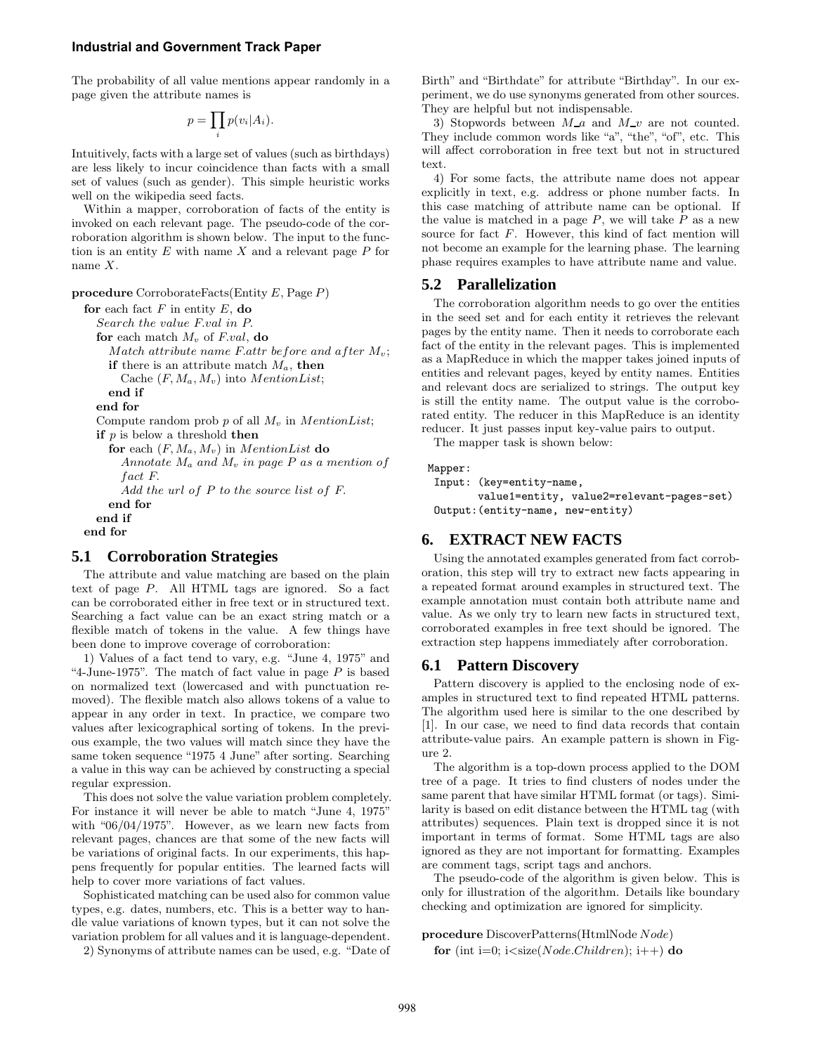The probability of all value mentions appear randomly in a page given the attribute names is

$$p = \prod_i p(v_i|A_i).$$

Intuitively, facts with a large set of values (such as birthdays) are less likely to incur coincidence than facts with a small set of values (such as gender). This simple heuristic works well on the wikipedia seed facts.

Within a mapper, corroboration of facts of the entity is invoked on each relevant page. The pseudo-code of the corroboration algorithm is shown below. The input to the function is an entity $E$ with name $X$ and a relevant page $P$ for name $X$.

```
procedure CorroborateFacts(Entity E, Page P)
  for each fact F in entity E, do
    Search the value F.val in P.
    for each match M_v of F.val, do
      Match attribute name F.attr before and after M_v;
      if there is an attribute match M_a, then
        Cache (F, M_a, M_v) into MentionList;
      end if
    end for
    Compute random prob p of all M_v in MentionList;
    if p is below a threshold then
      for each (F, M_a, M_v) in MentionList do
        Annotate M_a and M_v in page P as a mention of
        fact F.
        Add the url of P to the source list of F.
      end for
    end if
  end for
```

## 5.1 Corroboration Strategies

The attribute and value matching are based on the plain text of page $P$. All HTML tags are ignored. So a fact can be corroborated either in free text or in structured text. Searching a fact value can be an exact string match or a flexible match of tokens in the value. A few things have been done to improve coverage of corroboration:

1) Values of a fact tend to vary, e.g. "June 4, 1975" and "4-June-1975". The match of fact value in page $P$ is based on normalized text (lowercased and with punctuation removed). The flexible match also allows tokens of a value to appear in any order in text. In practice, we compare two values after lexicographical sorting of tokens. In the previous example, the two values will match since they have the same token sequence "1975 4 June" after sorting. Searching a value in this way can be achieved by constructing a special regular expression.

This does not solve the value variation problem completely. For instance it will never be able to match "June 4, 1975" with "06/04/1975". However, as we learn new facts from relevant pages, chances are that some of the new facts will be variations of original facts. In our experiments, this happens frequently for popular entities. The learned facts will help to cover more variations of fact values.

Sophisticated matching can be used also for common value types, e.g. dates, numbers, etc. This is a better way to handle value variations of known types, but it can not solve the variation problem for all values and it is language-dependent.

2) Synonyms of attribute names can be used, e.g. "Date of Birth" and "Birthdate" for attribute "Birthday". In our experiment, we do use synonyms generated from other sources. They are helpful but not indispensable.

3) Stopwords between $M\_a$ and $M\_v$ are not counted. They include common words like "a", "the", "of", etc. This will affect corroboration in free text but not in structured text.

4) For some facts, the attribute name does not appear explicitly in text, e.g. address or phone number facts. In this case matching of attribute name can be optional. If the value is matched in a page $P$, we will take $P$ as a new source for fact $F$. However, this kind of fact mention will not become an example for the learning phase. The learning phase requires examples to have attribute name and value.

## 5.2 Parallelization

The corroboration algorithm needs to go over the entities in the seed set and for each entity it retrieves the relevant pages by the entity name. Then it needs to corroborate each fact of the entity in the relevant pages. This is implemented as a MapReduce in which the mapper takes joined inputs of entities and relevant pages, keyed by entity names. Entities and relevant docs are serialized to strings. The output key is still the entity name. The output value is the corroborated entity. The reducer in this MapReduce is an identity reducer. It just passes input key-value pairs to output.

The mapper task is shown below:

```
Mapper:
  Input: (key=entity-name,
         value1=entity, value2=relevant-pages-set)
  Output:(entity-name, new-entity)
```

# 6. EXTRACT NEW FACTS

Using the annotated examples generated from fact corroboration, this step will try to extract new facts appearing in a repeated format around examples in structured text. The example annotation must contain both attribute name and value. As we only try to learn new facts in structured text, corroborated examples in free text should be ignored. The extraction step happens immediately after corroboration.

## 6.1 Pattern Discovery

Pattern discovery is applied to the enclosing node of examples in structured text to find repeated HTML patterns. The algorithm used here is similar to the one described by [1]. In our case, we need to find data records that contain attribute-value pairs. An example pattern is shown in Figure 2.

The algorithm is a top-down process applied to the DOM tree of a page. It tries to find clusters of nodes under the same parent that have similar HTML format (or tags). Similarity is based on edit distance between the HTML tag (with attributes) sequences. Plain text is dropped since it is not important in terms of format. Some HTML tags are also ignored as they are not important for formatting. Examples are comment tags, script tags and anchors.

The pseudo-code of the algorithm is given below. This is only for illustration of the algorithm. Details like boundary checking and optimization are ignored for simplicity.

```
procedure DiscoverPatterns(HtmlNode Node)
  for (int i=0; i<size(Node.Children); i++) do
```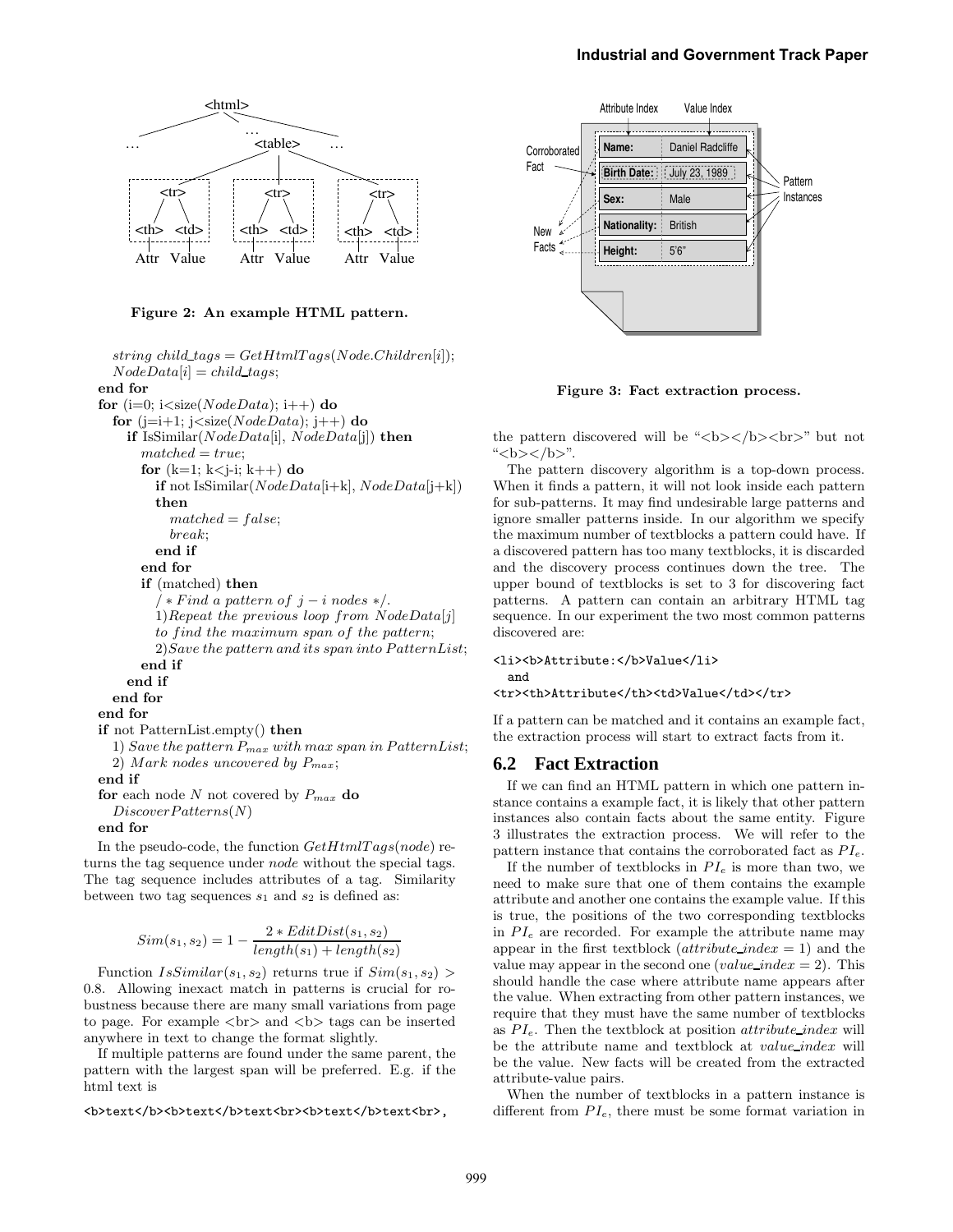Figure 2: An example HTML pattern.

```
    string child_tags = GetHtmlTags(Node.Children[i]);
    NodeData[i] = child_tags;
  end for
  for (i=0; i<size(NodeData); i++) do
    for (j=i+1; j<size(NodeData); j++) do
      if IsSimilar(NodeData[i], NodeData[j]) then
        matched = true;
        for (k=1; k<j-i; k++) do
          if not IsSimilar(NodeData[i+k], NodeData[j+k])
          then
            matched = false;
            break;
          end if
        end for
        if (matched) then
          /* Find a pattern of j - i nodes */.
          1)Repeat the previous loop from NodeData[j]
          to find the maximum span of the pattern;
          2)Save the pattern and its span into PatternList;
        end if
      end if
    end for
  end for
  if not PatternList.empty() then
    1) Save the pattern P_max with max span in PatternList;
    2) Mark nodes uncovered by P_max;
  end if
  for each node N not covered by P_max do
    DiscoverPatterns(N)
  end for
```

In the pseudo-code, the function $GetHtmlTags(node)$ returns the tag sequence under *node* without the special tags. The tag sequence includes attributes of a tag. Similarity between two tag sequences $s_1$ and $s_2$ is defined as:

$$Sim(s_1, s_2) = 1 - \frac{2 * EditDist(s_1, s_2)}{length(s_1) + length(s_2)}$$

Function $IsSimilar(s_1, s_2)$ returns true if $Sim(s_1, s_2) > 0.8$. Allowing inexact match in patterns is crucial for robustness because there are many small variations from page to page. For example <br> and <b> tags can be inserted anywhere in text to change the format slightly.

If multiple patterns are found under the same parent, the pattern with the largest span will be preferred. E.g. if the html text is

```
<b>text</b><b>text</b>text<br><b>text</b>text<br>,
```

Figure 3: Fact extraction process.

the pattern discovered will be "<b></b><br>" but not "<b></b>".

The pattern discovery algorithm is a top-down process. When it finds a pattern, it will not look inside each pattern for sub-patterns. It may find undesirable large patterns and ignore smaller patterns inside. In our algorithm we specify the maximum number of textblocks a pattern could have. If a discovered pattern has too many textblocks, it is discarded and the discovery process continues down the tree. The upper bound of textblocks is set to 3 for discovering fact patterns. A pattern can contain an arbitrary HTML tag sequence. In our experiment the two most common patterns discovered are:

```
<li><b>Attribute:</b>Value</li>
  and
<tr><th>Attribute</th><td>Value</td></tr>
```

If a pattern can be matched and it contains an example fact, the extraction process will start to extract facts from it.

## 6.2 Fact Extraction

If we can find an HTML pattern in which one pattern instance contains a example fact, it is likely that other pattern instances also contain facts about the same entity. Figure 3 illustrates the extraction process. We will refer to the pattern instance that contains the corroborated fact as $PI_e$.

If the number of textblocks in $PI_e$ is more than two, we need to make sure that one of them contains the example attribute and another one contains the example value. If this is true, the positions of the two corresponding textblocks in $PI_e$ are recorded. For example the attribute name may appear in the first textblock ($attribute\_index = 1$) and the value may appear in the second one ($value\_index = 2$). This should handle the case where attribute name appears after the value. When extracting from other pattern instances, we require that they must have the same number of textblocks as $PI_e$. Then the textblock at position *attribute_index* will be the attribute name and textblock at *value_index* will be the value. New facts will be created from the extracted attribute-value pairs.

When the number of textblocks in a pattern instance is different from $PI_e$, there must be some format variation in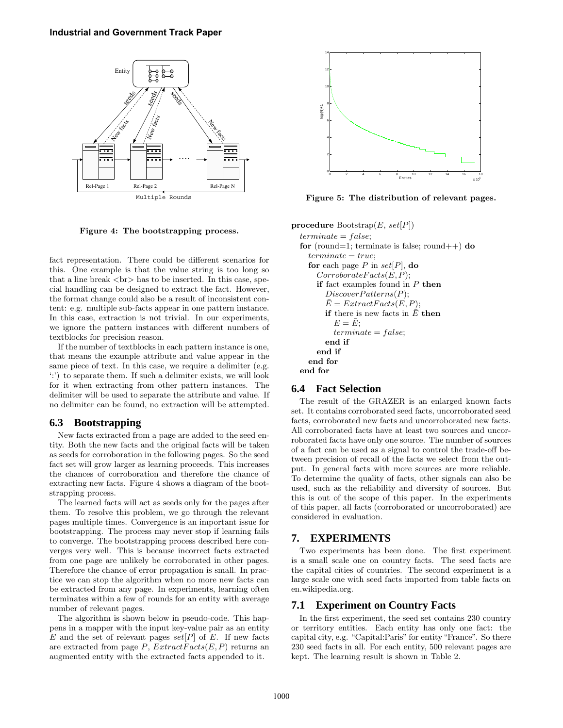Figure 4: The bootstrapping process.

fact representation. There could be different scenarios for this. One example is that the value string is too long so that a line break <br> has to be inserted. In this case, special handling can be designed to extract the fact. However, the format change could also be a result of inconsistent content: e.g. multiple sub-facts appear in one pattern instance. In this case, extraction is not trivial. In our experiments, we ignore the pattern instances with different numbers of textblocks for precision reason.

If the number of textblocks in each pattern instance is one, that means the example attribute and value appear in the same piece of text. In this case, we require a delimiter (e.g. ':') to separate them. If such a delimiter exists, we will look for it when extracting from other pattern instances. The delimiter will be used to separate the attribute and value. If no delimiter can be found, no extraction will be attempted.

## 6.3 Bootstrapping

New facts extracted from a page are added to the seed entity. Both the new facts and the original facts will be taken as seeds for corroboration in the following pages. So the seed fact set will grow larger as learning proceeds. This increases the chances of corroboration and therefore the chance of extracting new facts. Figure 4 shows a diagram of the bootstrapping process.

The learned facts will act as seeds only for the pages after them. To resolve this problem, we go through the relevant pages multiple times. Convergence is an important issue for bootstrapping. The process may never stop if learning fails to converge. The bootstrapping process described here converges very well. This is because incorrect facts extracted from one page are unlikely be corroborated in other pages. Therefore the chance of error propagation is small. In practice we can stop the algorithm when no more new facts can be extracted from any page. In experiments, learning often terminates within a few of rounds for an entity with average number of relevant pages.

The algorithm is shown below in pseudo-code. This happens in a mapper with the input key-value pair as an entity $E$ and the set of relevant pages $set[P]$ of $E$. If new facts are extracted from page $P$, $ExtractFacts(E, P)$ returns an augmented entity with the extracted facts appended to it.

Figure 5: The distribution of relevant pages.

**procedure** Bootstrap($E$, $set[P]$)
  $terminate = false$;
  **for** (round=1; terminate is false; round++) **do**
    $terminate = true$;
    **for** each page $P$ in $set[P]$, **do**
      $CorroborateFacts(E, P)$;
      **if** fact examples found in $P$ **then**
        $DiscoverPatterns(P)$;
        $\bar{E} = ExtractFacts(E, P)$;
        **if** there is new facts in $\bar{E}$ **then**
          $E = \bar{E}$;
          $terminate = false$;
        **end if**
      **end if**
    **end for**
  **end for**

## 6.4 Fact Selection

The result of the GRAZER is an enlarged known facts set. It contains corroborated seed facts, uncorroborated seed facts, corroborated new facts and uncorroborated new facts. All corroborated facts have at least two sources and uncorroborated facts have only one source. The number of sources of a fact can be used as a signal to control the trade-off between precision of recall of the facts we select from the output. In general facts with more sources are more reliable. To determine the quality of facts, other signals can also be used, such as the reliability and diversity of sources. But this is out of the scope of this paper. In the experiments of this paper, all facts (corroborated or uncorroborated) are considered in evaluation.

# 7. EXPERIMENTS

Two experiments has been done. The first experiment is a small scale one on country facts. The seed facts are the capital cities of countries. The second experiment is a large scale one with seed facts imported from table facts on en.wikipedia.org.

## 7.1 Experiment on Country Facts

In the first experiment, the seed set contains 230 country or territory entities. Each entity has only one fact: the capital city, e.g. "Capital:Paris" for entity "France". So there 230 seed facts in all. For each entity, 500 relevant pages are kept. The learning result is shown in Table 2.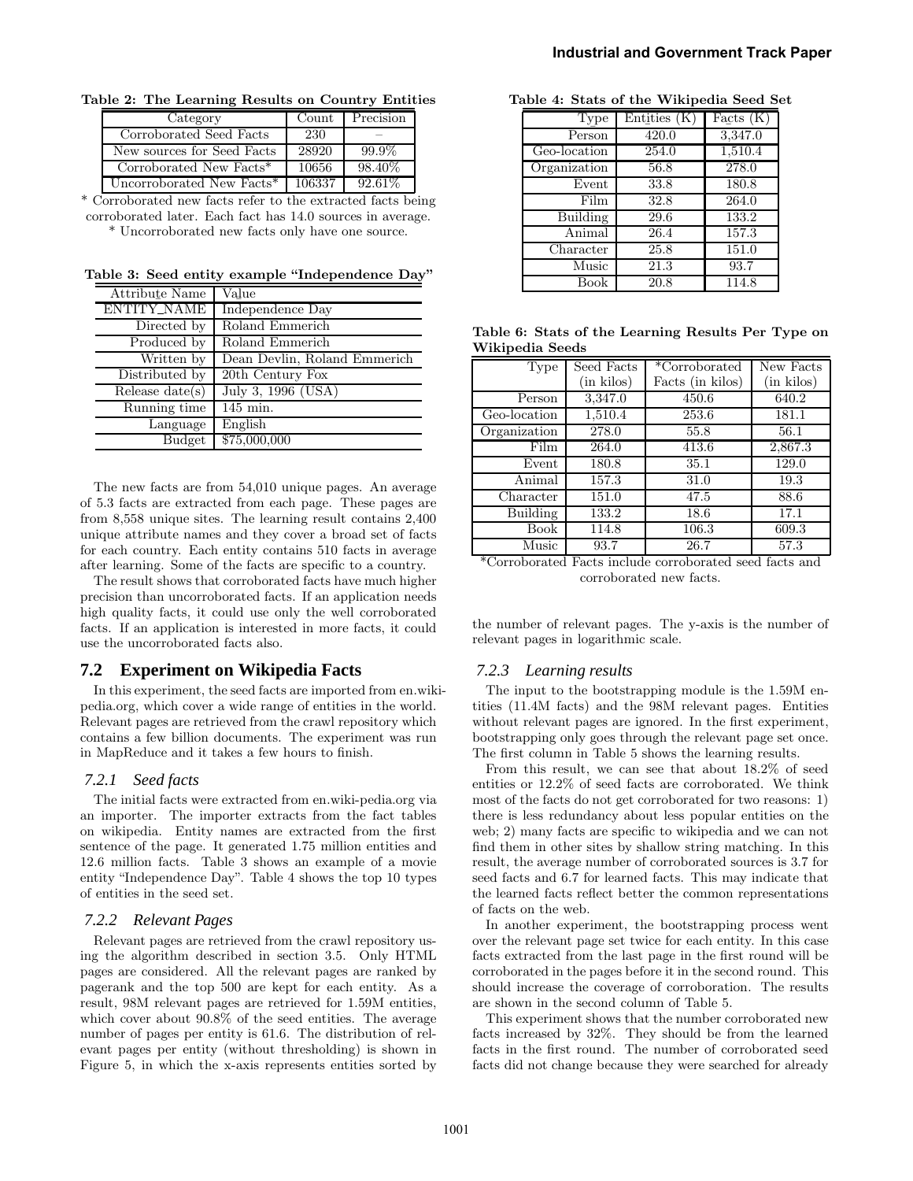**Table 2: The Learning Results on Country Entities**

| Category | Count | Precision |
|---|---|---|
| Corroborated Seed Facts | 230 | – |
| New sources for Seed Facts | 28920 | 99.9% |
| Corroborated New Facts* | 10656 | 98.40% |
| Uncorroborated New Facts* | 106337 | 92.61% |

\* Corroborated new facts refer to the extracted facts being corroborated later. Each fact has 14.0 sources in average.
\* Uncorroborated new facts only have one source.

**Table 3: Seed entity example "Independence Day"**

| Attribute Name | Value |
|---|---|
| ENTITY_NAME | Independence Day |
| Directed by | Roland Emmerich |
| Produced by | Roland Emmerich |
| Written by | Dean Devlin, Roland Emmerich |
| Distributed by | 20th Century Fox |
| Release date(s) | July 3, 1996 (USA) |
| Running time | 145 min. |
| Language | English |
| Budget | $75,000,000 |

The new facts are from 54,010 unique pages. An average of 5.3 facts are extracted from each page. These pages are from 8,558 unique sites. The learning result contains 2,400 unique attribute names and they cover a broad set of facts for each country. Each entity contains 510 facts in average after learning. Some of the facts are specific to a country.

The result shows that corroborated facts have much higher precision than uncorroborated facts. If an application needs high quality facts, it could use only the well corroborated facts. If an application is interested in more facts, it could use the uncorroborated facts also.

## 7.2 Experiment on Wikipedia Facts

In this experiment, the seed facts are imported from en.wikipedia.org, which cover a wide range of entities in the world. Relevant pages are retrieved from the crawl repository which contains a few billion documents. The experiment was run in MapReduce and it takes a few hours to finish.

### 7.2.1 Seed facts

The initial facts were extracted from en.wiki-pedia.org via an importer. The importer extracts from the fact tables on wikipedia. Entity names are extracted from the first sentence of the page. It generated 1.75 million entities and 12.6 million facts. Table 3 shows an example of a movie entity "Independence Day". Table 4 shows the top 10 types of entities in the seed set.

### 7.2.2 Relevant Pages

Relevant pages are retrieved from the crawl repository using the algorithm described in section 3.5. Only HTML pages are considered. All the relevant pages are ranked by pagerank and the top 500 are kept for each entity. As a result, 98M relevant pages are retrieved for 1.59M entities, which cover about 90.8% of the seed entities. The average number of pages per entity is 61.6. The distribution of relevant pages per entity (without thresholding) is shown in Figure 5, in which the x-axis represents entities sorted by the number of relevant pages. The y-axis is the number of relevant pages in logarithmic scale.

**Table 4: Stats of the Wikipedia Seed Set**

| Type | Entities (K) | Facts (K) |
|---|---|---|
| Person | 420.0 | 3,347.0 |
| Geo-location | 254.0 | 1,510.4 |
| Organization | 56.8 | 278.0 |
| Event | 33.8 | 180.8 |
| Film | 32.8 | 264.0 |
| Building | 29.6 | 133.2 |
| Animal | 26.4 | 157.3 |
| Character | 25.8 | 151.0 |
| Music | 21.3 | 93.7 |
| Book | 20.8 | 114.8 |

**Table 6: Stats of the Learning Results Per Type on Wikipedia Seeds**

| Type | Seed Facts (in kilos) | *Corroborated Facts (in kilos) | New Facts (in kilos) |
|---|---|---|---|
| Person | 3,347.0 | 450.6 | 640.2 |
| Geo-location | 1,510.4 | 253.6 | 181.1 |
| Organization | 278.0 | 55.8 | 56.1 |
| Film | 264.0 | 413.6 | 2,867.3 |
| Event | 180.8 | 35.1 | 129.0 |
| Animal | 157.3 | 31.0 | 19.3 |
| Character | 151.0 | 47.5 | 88.6 |
| Building | 133.2 | 18.6 | 17.1 |
| Book | 114.8 | 106.3 | 609.3 |
| Music | 93.7 | 26.7 | 57.3 |

\*Corroborated Facts include corroborated seed facts and corroborated new facts.

### 7.2.3 Learning results

The input to the bootstrapping module is the 1.59M entities (11.4M facts) and the 98M relevant pages. Entities without relevant pages are ignored. In the first experiment, bootstrapping only goes through the relevant page set once. The first column in Table 5 shows the learning results.

From this result, we can see that about 18.2% of seed entities or 12.2% of seed facts are corroborated. We think most of the facts do not get corroborated for two reasons: 1) there is less redundancy about less popular entities on the web; 2) many facts are specific to wikipedia and we can not find them in other sites by shallow string matching. In this result, the average number of corroborated sources is 3.7 for seed facts and 6.7 for learned facts. This may indicate that the learned facts reflect better the common representations of facts on the web.

In another experiment, the bootstrapping process went over the relevant page set twice for each entity. In this case facts extracted from the last page in the first round will be corroborated in the pages before it in the second round. This should increase the coverage of corroboration. The results are shown in the second column of Table 5.

This experiment shows that the number corroborated new facts increased by 32%. They should be from the learned facts in the first round. The number of corroborated seed facts did not change because they were searched for already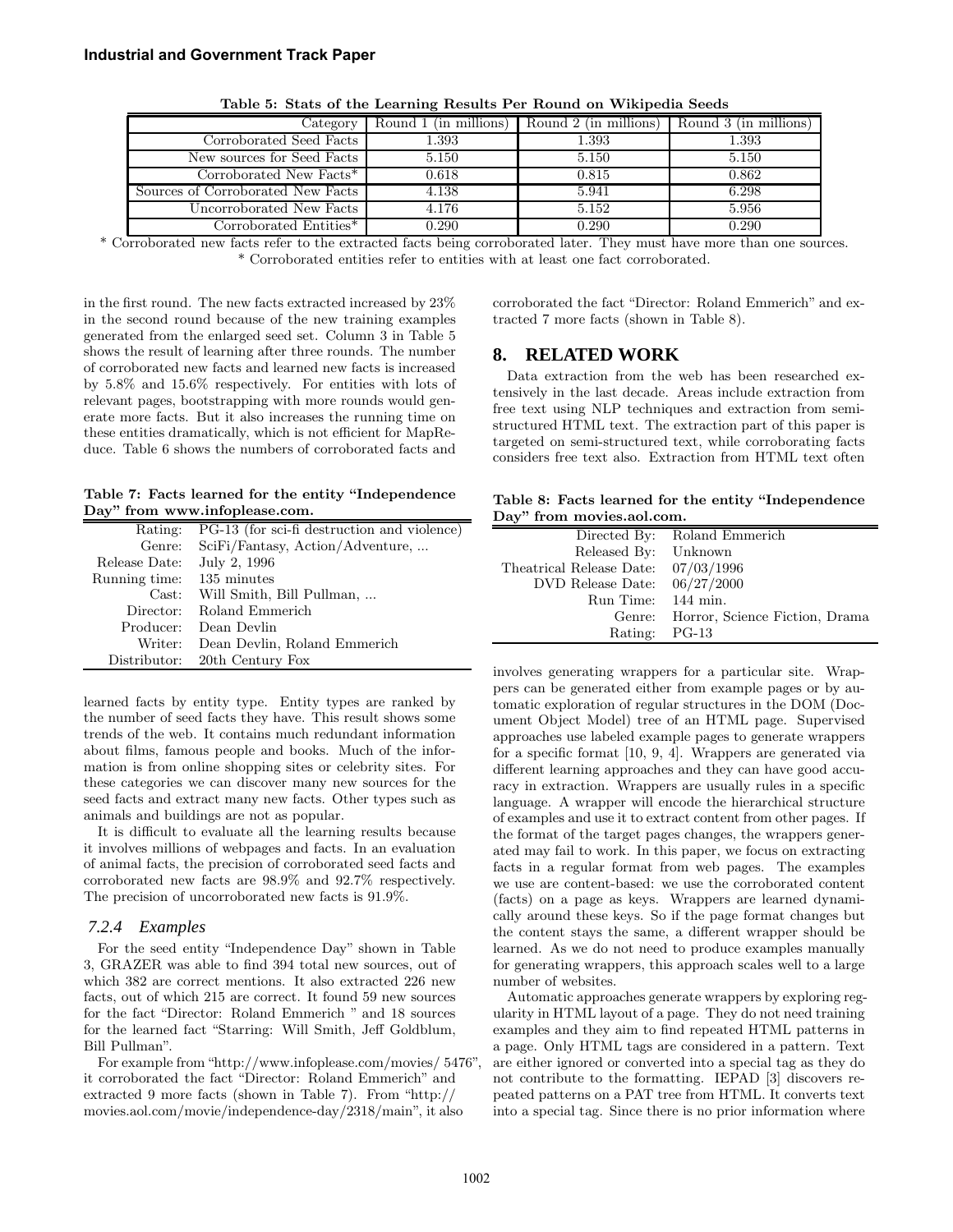**Table 5: Stats of the Learning Results Per Round on Wikipedia Seeds**

| Category | Round 1 (in millions) | Round 2 (in millions) | Round 3 (in millions) |
|---|---|---|---|
| Corroborated Seed Facts | 1.393 | 1.393 | 1.393 |
| New sources for Seed Facts | 5.150 | 5.150 | 5.150 |
| Corroborated New Facts* | 0.618 | 0.815 | 0.862 |
| Sources of Corroborated New Facts | 4.138 | 5.941 | 6.298 |
| Uncorroborated New Facts | 4.176 | 5.152 | 5.956 |
| Corroborated Entities* | 0.290 | 0.290 | 0.290 |

\* Corroborated new facts refer to the extracted facts being corroborated later. They must have more than one sources.
\* Corroborated entities refer to entities with at least one fact corroborated.

in the first round. The new facts extracted increased by 23% in the second round because of the new training examples generated from the enlarged seed set. Column 3 in Table 5 shows the result of learning after three rounds. The number of corroborated new facts and learned new facts is increased by 5.8% and 15.6% respectively. For entities with lots of relevant pages, bootstrapping with more rounds would generate more facts. But it also increases the running time on these entities dramatically, which is not efficient for MapReduce. Table 6 shows the numbers of corroborated facts and learned facts by entity type. Entity types are ranked by the number of seed facts they have. This result shows some trends of the web. It contains much redundant information about films, famous people and books. Much of the information is from online shopping sites or celebrity sites. For these categories we can discover many new sources for the seed facts and extract many new facts. Other types such as animals and buildings are not as popular.

**Table 7: Facts learned for the entity "Independence Day" from www.infoplease.com.**

| | |
|---|---|
| Rating: | PG-13 (for sci-fi destruction and violence) |
| Genre: | SciFi/Fantasy, Action/Adventure, ... |
| Release Date: | July 2, 1996 |
| Running time: | 135 minutes |
| Cast: | Will Smith, Bill Pullman, ... |
| Director: | Roland Emmerich |
| Producer: | Dean Devlin |
| Writer: | Dean Devlin, Roland Emmerich |
| Distributor: | 20th Century Fox |

It is difficult to evaluate all the learning results because it involves millions of webpages and facts. In an evaluation of animal facts, the precision of corroborated seed facts and corroborated new facts are 98.9% and 92.7% respectively. The precision of uncorroborated new facts is 91.9%.

### 7.2.4 Examples

For the seed entity "Independence Day" shown in Table 3, GRAZER was able to find 394 total new sources, out of which 382 are correct mentions. It also extracted 226 new facts, out of which 215 are correct. It found 59 new sources for the fact "Director: Roland Emmerich " and 18 sources for the learned fact "Starring: Will Smith, Jeff Goldblum, Bill Pullman".

For example from "http://www.infoplease.com/movies/ 5476", it corroborated the fact "Director: Roland Emmerich" and extracted 9 more facts (shown in Table 7). From "http:// movies.aol.com/movie/independence-day/2318/main", it also corroborated the fact "Director: Roland Emmerich" and extracted 7 more facts (shown in Table 8).

**Table 8: Facts learned for the entity "Independence Day" from movies.aol.com.**

| | |
|---|---|
| Directed By: | Roland Emmerich |
| Released By: | Unknown |
| Theatrical Release Date: | 07/03/1996 |
| DVD Release Date: | 06/27/2000 |
| Run Time: | 144 min. |
| Genre: | Horror, Science Fiction, Drama |
| Rating: | PG-13 |

## 8. RELATED WORK

Data extraction from the web has been researched extensively in the last decade. Areas include extraction from free text using NLP techniques and extraction from semi-structured HTML text. The extraction part of this paper is targeted on semi-structured text, while corroborating facts considers free text also. Extraction from HTML text often involves generating wrappers for a particular site. Wrappers can be generated either from example pages or by automatic exploration of regular structures in the DOM (Document Object Model) tree of an HTML page. Supervised approaches use labeled example pages to generate wrappers for a specific format [10, 9, 4]. Wrappers are generated via different learning approaches and they can have good accuracy in extraction. Wrappers are usually rules in a specific language. A wrapper will encode the hierarchical structure of examples and use it to extract content from other pages. If the format of the target pages changes, the wrappers generated may fail to work. In this paper, we focus on extracting facts in a regular format from web pages. The examples we use are content-based: we use the corroborated content (facts) on a page as keys. Wrappers are learned dynamically around these keys. So if the page format changes but the content stays the same, a different wrapper should be learned. As we do not need to produce examples manually for generating wrappers, this approach scales well to a large number of websites.

Automatic approaches generate wrappers by exploring regularity in HTML layout of a page. They do not need training examples and they aim to find repeated HTML patterns in a page. Only HTML tags are considered in a pattern. Text are either ignored or converted into a special tag as they do not contribute to the formatting. IEPAD [3] discovers repeated patterns on a PAT tree from HTML. It converts text into a special tag. Since there is no prior information where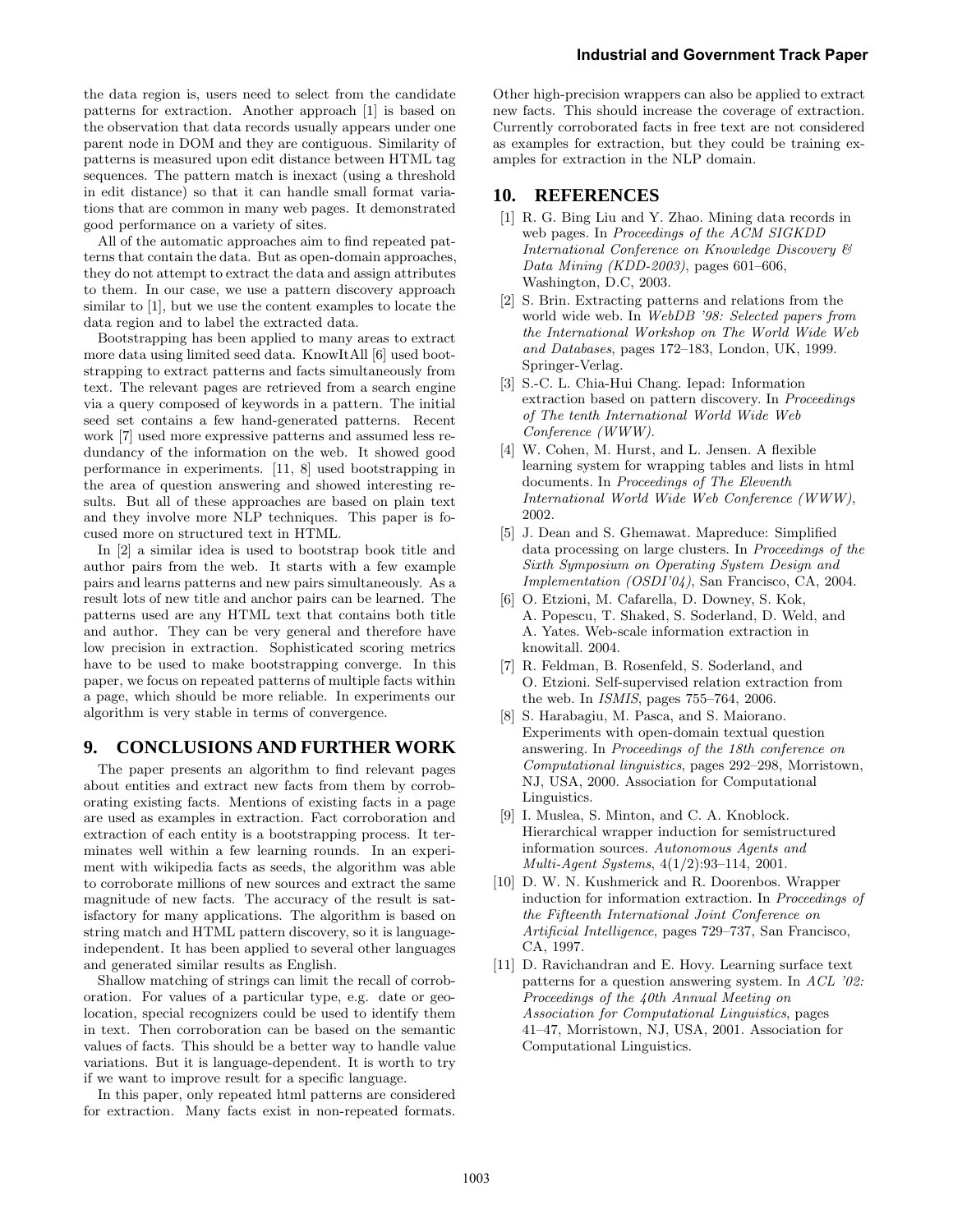the data region is, users need to select from the candidate patterns for extraction. Another approach [1] is based on the observation that data records usually appears under one parent node in DOM and they are contiguous. Similarity of patterns is measured upon edit distance between HTML tag sequences. The pattern match is inexact (using a threshold in edit distance) so that it can handle small format variations that are common in many web pages. It demonstrated good performance on a variety of sites.

All of the automatic approaches aim to find repeated patterns that contain the data. But as open-domain approaches, they do not attempt to extract the data and assign attributes to them. In our case, we use a pattern discovery approach similar to [1], but we use the content examples to locate the data region and to label the extracted data.

Bootstrapping has been applied to many areas to extract more data using limited seed data. KnowItAll [6] used bootstrapping to extract patterns and facts simultaneously from text. The relevant pages are retrieved from a search engine via a query composed of keywords in a pattern. The initial seed set contains a few hand-generated patterns. Recent work [7] used more expressive patterns and assumed less redundancy of the information on the web. It showed good performance in experiments. [11, 8] used bootstrapping in the area of question answering and showed interesting results. But all of these approaches are based on plain text and they involve more NLP techniques. This paper is focused more on structured text in HTML.

In [2] a similar idea is used to bootstrap book title and author pairs from the web. It starts with a few example pairs and learns patterns and new pairs simultaneously. As a result lots of new title and anchor pairs can be learned. The patterns used are any HTML text that contains both title and author. They can be very general and therefore have low precision in extraction. Sophisticated scoring metrics have to be used to make bootstrapping converge. In this paper, we focus on repeated patterns of multiple facts within a page, which should be more reliable. In experiments our algorithm is very stable in terms of convergence.

## 9. CONCLUSIONS AND FURTHER WORK

The paper presents an algorithm to find relevant pages about entities and extract new facts from them by corroborating existing facts. Mentions of existing facts in a page are used as examples in extraction. Fact corroboration and extraction of each entity is a bootstrapping process. It terminates well within a few learning rounds. In an experiment with wikipedia facts as seeds, the algorithm was able to corroborate millions of new sources and extract the same magnitude of new facts. The accuracy of the result is satisfactory for many applications. The algorithm is based on string match and HTML pattern discovery, so it is language-independent. It has been applied to several other languages and generated similar results as English.

Shallow matching of strings can limit the recall of corroboration. For values of a particular type, e.g. date or geolocation, special recognizers could be used to identify them in text. Then corroboration can be based on the semantic values of facts. This should be a better way to handle value variations. But it is language-dependent. It is worth to try if we want to improve result for a specific language.

In this paper, only repeated html patterns are considered for extraction. Many facts exist in non-repeated formats. Other high-precision wrappers can also be applied to extract new facts. This should increase the coverage of extraction. Currently corroborated facts in free text are not considered as examples for extraction, but they could be training examples for extraction in the NLP domain.

## 10. REFERENCES

[1] R. G. Bing Liu and Y. Zhao. Mining data records in web pages. In *Proceedings of the ACM SIGKDD International Conference on Knowledge Discovery & Data Mining (KDD-2003)*, pages 601–606, Washington, D.C, 2003.

[2] S. Brin. Extracting patterns and relations from the world wide web. In *WebDB '98: Selected papers from the International Workshop on The World Wide Web and Databases*, pages 172–183, London, UK, 1999. Springer-Verlag.

[3] S.-C. L. Chia-Hui Chang. Iepad: Information extraction based on pattern discovery. In *Proceedings of The tenth International World Wide Web Conference (WWW)*.

[4] W. Cohen, M. Hurst, and L. Jensen. A flexible learning system for wrapping tables and lists in html documents. In *Proceedings of The Eleventh International World Wide Web Conference (WWW)*, 2002.

[5] J. Dean and S. Ghemawat. Mapreduce: Simplified data processing on large clusters. In *Proceedings of the Sixth Symposium on Operating System Design and Implementation (OSDI'04)*, San Francisco, CA, 2004.

[6] O. Etzioni, M. Cafarella, D. Downey, S. Kok, A. Popescu, T. Shaked, S. Soderland, D. Weld, and A. Yates. Web-scale information extraction in knowitall. 2004.

[7] R. Feldman, B. Rosenfeld, S. Soderland, and O. Etzioni. Self-supervised relation extraction from the web. In *ISMIS*, pages 755–764, 2006.

[8] S. Harabagiu, M. Pasca, and S. Maiorano. Experiments with open-domain textual question answering. In *Proceedings of the 18th conference on Computational linguistics*, pages 292–298, Morristown, NJ, USA, 2000. Association for Computational Linguistics.

[9] I. Muslea, S. Minton, and C. A. Knoblock. Hierarchical wrapper induction for semistructured information sources. *Autonomous Agents and Multi-Agent Systems*, 4(1/2):93–114, 2001.

[10] D. W. N. Kushmerick and R. Doorenbos. Wrapper induction for information extraction. In *Proceedings of the Fifteenth International Joint Conference on Artificial Intelligence*, pages 729–737, San Francisco, CA, 1997.

[11] D. Ravichandran and E. Hovy. Learning surface text patterns for a question answering system. In *ACL '02: Proceedings of the 40th Annual Meeting on Association for Computational Linguistics*, pages 41–47, Morristown, NJ, USA, 2001. Association for Computational Linguistics.